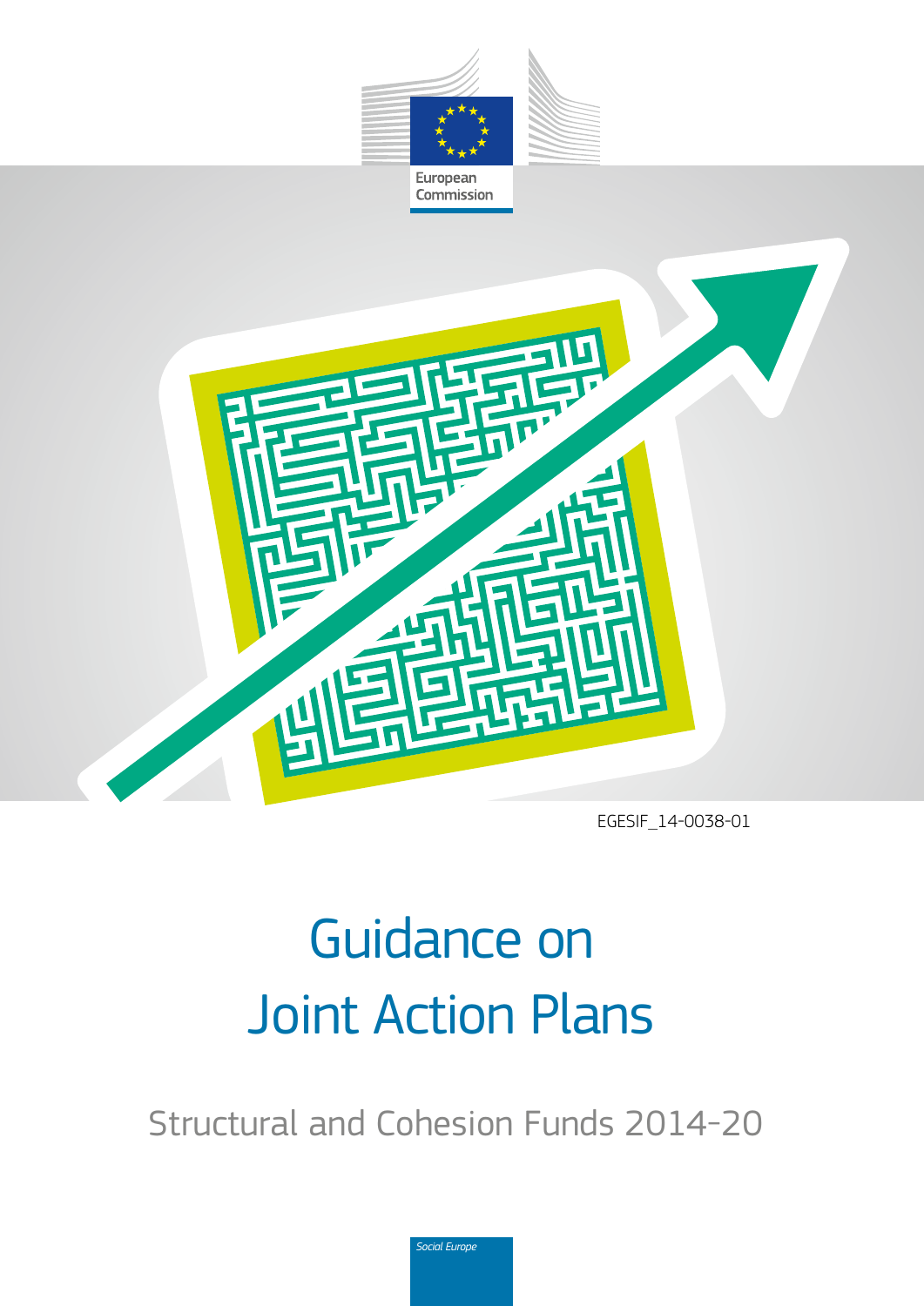European Commission

EGESIF_14-0038-01

# Guidance on Joint Action Plans

## Structural and Cohesion Funds 2014-20

*Social Europe*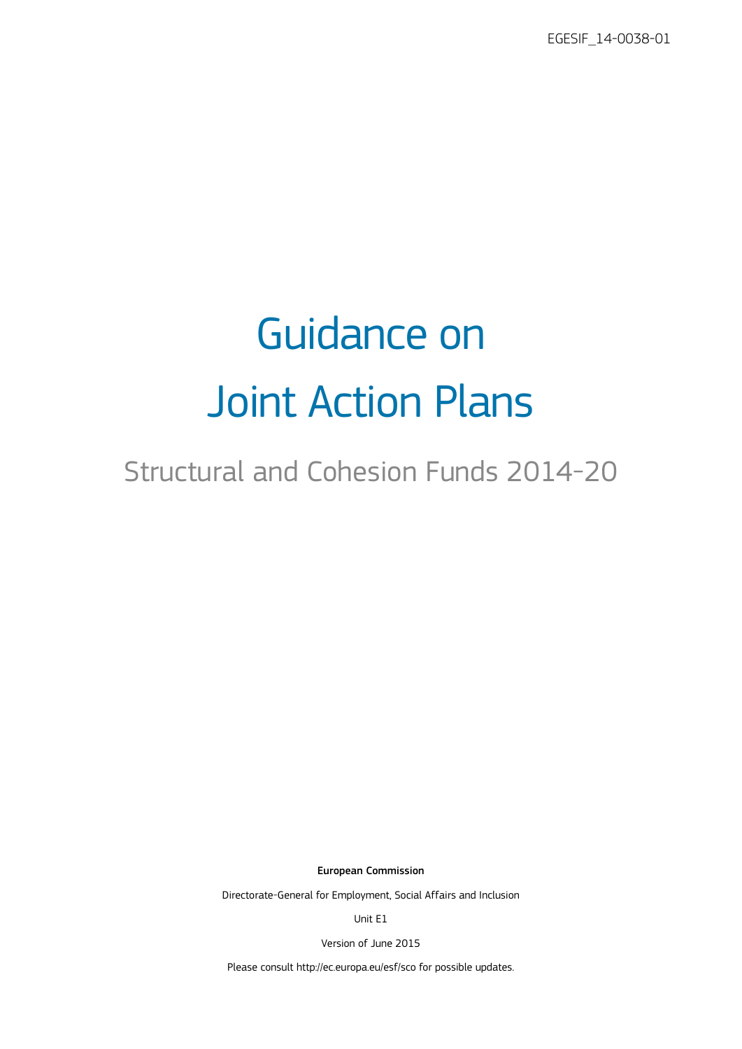EGESIF_14-0038-01

# Guidance on Joint Action Plans

## Structural and Cohesion Funds 2014-20

**European Commission**

Directorate-General for Employment, Social Affairs and Inclusion

Unit E1

Version of June 2015

Please consult http://ec.europa.eu/esf/sco for possible updates.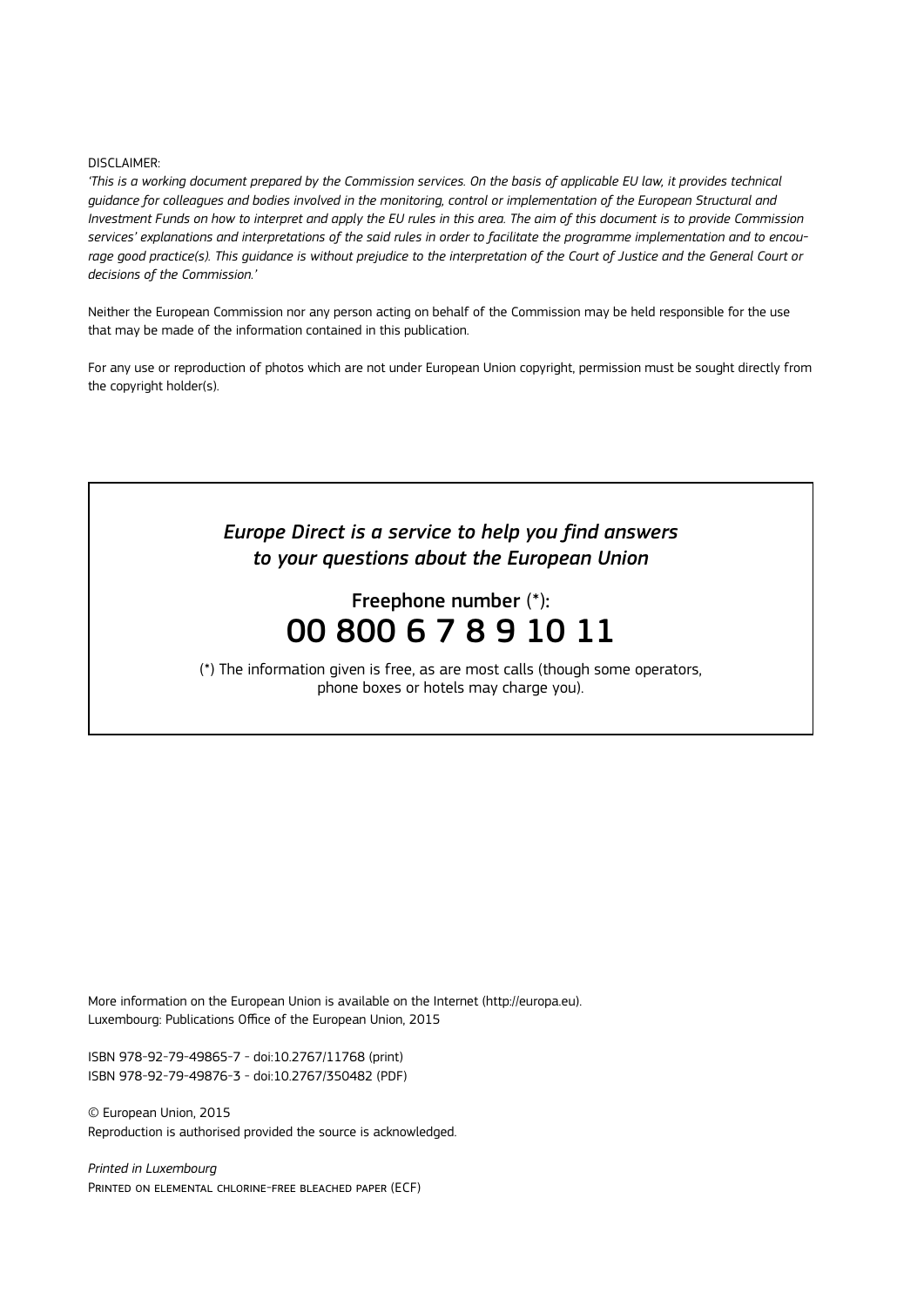DISCLAIMER:

*'This is a working document prepared by the Commission services. On the basis of applicable EU law, it provides technical guidance for colleagues and bodies involved in the monitoring, control or implementation of the European Structural and Investment Funds on how to interpret and apply the EU rules in this area. The aim of this document is to provide Commission services' explanations and interpretations of the said rules in order to facilitate the programme implementation and to encourage good practice(s). This guidance is without prejudice to the interpretation of the Court of Justice and the General Court or decisions of the Commission.'*

Neither the European Commission nor any person acting on behalf of the Commission may be held responsible for the use that may be made of the information contained in this publication.

For any use or reproduction of photos which are not under European Union copyright, permission must be sought directly from the copyright holder(s).

*Europe Direct is a service to help you find answers to your questions about the European Union*

Freephone number (*):

**00 800 6 7 8 9 10 11**

(*) The information given is free, as are most calls (though some operators, phone boxes or hotels may charge you).

More information on the European Union is available on the Internet (http://europa.eu).
Luxembourg: Publications Office of the European Union, 2015

ISBN 978-92-79-49865-7 - doi:10.2767/11768 (print)
ISBN 978-92-79-49876-3 - doi:10.2767/350482 (PDF)

© European Union, 2015
Reproduction is authorised provided the source is acknowledged.

*Printed in Luxembourg*
Printed on elemental chlorine-free bleached paper (ECF)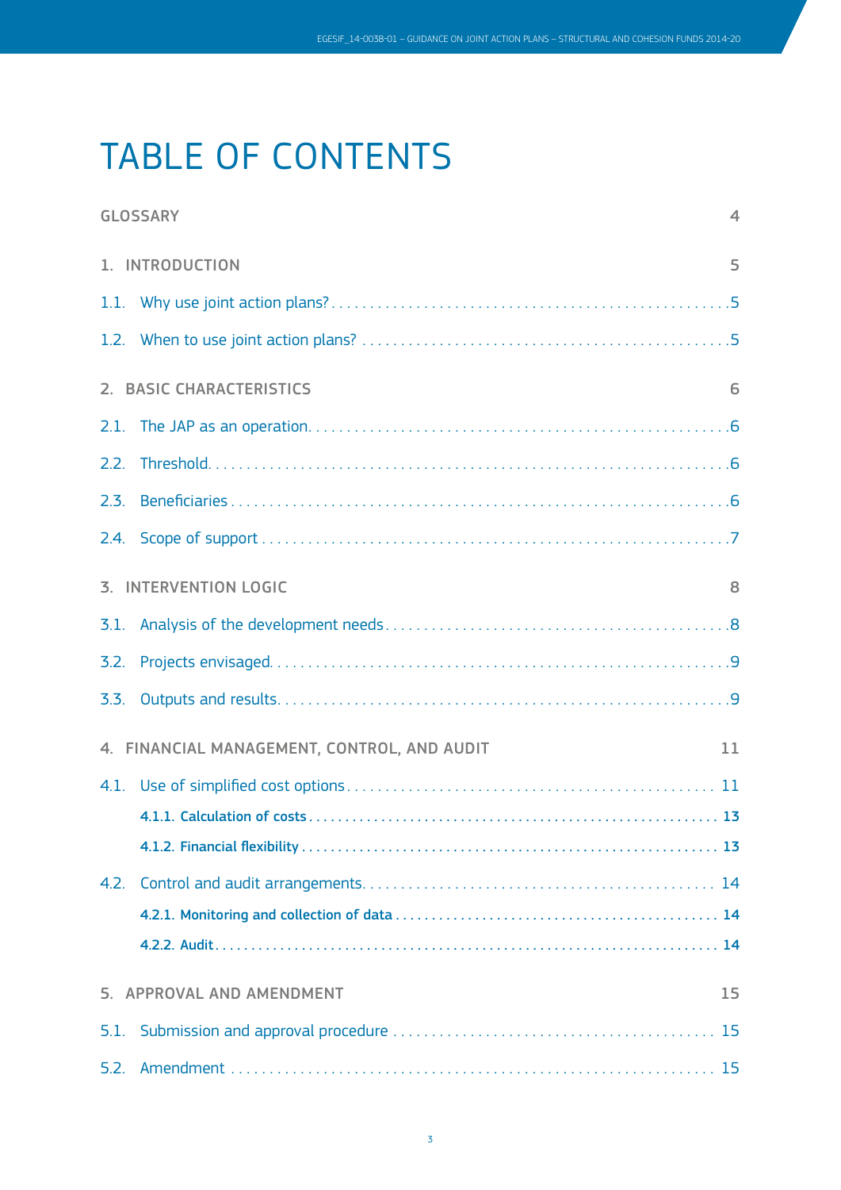# TABLE OF CONTENTS

GLOSSARY 4

1. INTRODUCTION 5

1.1. Why use joint action plans? 5

1.2. When to use joint action plans? 5

2. BASIC CHARACTERISTICS 6

2.1. The JAP as an operation 6

2.2. Threshold 6

2.3. Beneficiaries 6

2.4. Scope of support 7

3. INTERVENTION LOGIC 8

3.1. Analysis of the development needs 8

3.2. Projects envisaged 9

3.3. Outputs and results 9

4. FINANCIAL MANAGEMENT, CONTROL, AND AUDIT 11

4.1. Use of simplified cost options 11

**4.1.1. Calculation of costs 13**

**4.1.2. Financial flexibility 13**

4.2. Control and audit arrangements 14

**4.2.1. Monitoring and collection of data 14**

**4.2.2. Audit 14**

5. APPROVAL AND AMENDMENT 15

5.1. Submission and approval procedure 15

5.2. Amendment 15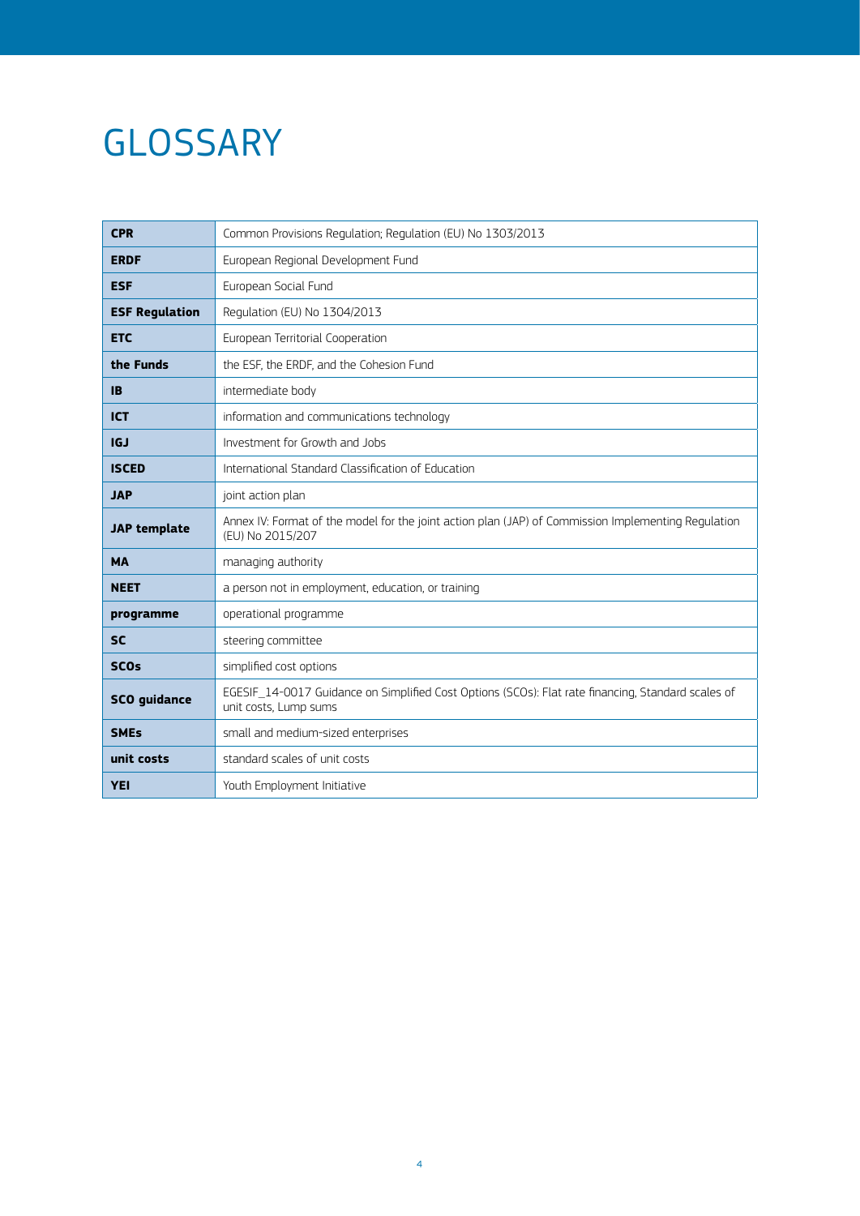# GLOSSARY

| | |
|---|---|
| **CPR** | Common Provisions Regulation; Regulation (EU) No 1303/2013 |
| **ERDF** | European Regional Development Fund |
| **ESF** | European Social Fund |
| **ESF Regulation** | Regulation (EU) No 1304/2013 |
| **ETC** | European Territorial Cooperation |
| **the Funds** | the ESF, the ERDF, and the Cohesion Fund |
| **IB** | intermediate body |
| **ICT** | information and communications technology |
| **IGJ** | Investment for Growth and Jobs |
| **ISCED** | International Standard Classification of Education |
| **JAP** | joint action plan |
| **JAP template** | Annex IV: Format of the model for the joint action plan (JAP) of Commission Implementing Regulation (EU) No 2015/207 |
| **MA** | managing authority |
| **NEET** | a person not in employment, education, or training |
| **programme** | operational programme |
| **SC** | steering committee |
| **SCOs** | simplified cost options |
| **SCO guidance** | EGESIF_14-0017 Guidance on Simplified Cost Options (SCOs): Flat rate financing, Standard scales of unit costs, Lump sums |
| **SMEs** | small and medium-sized enterprises |
| **unit costs** | standard scales of unit costs |
| **YEI** | Youth Employment Initiative |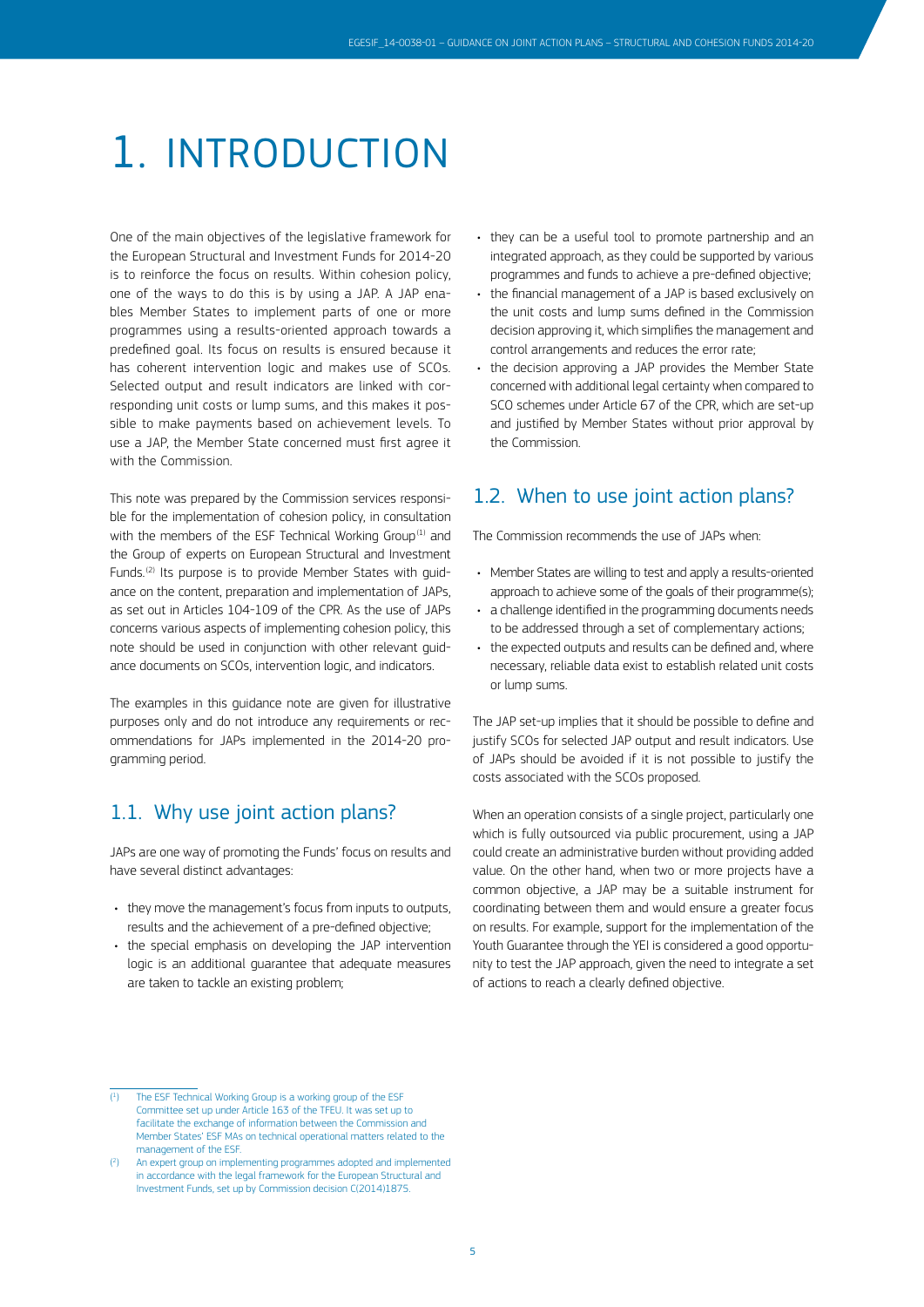# 1. INTRODUCTION

One of the main objectives of the legislative framework for the European Structural and Investment Funds for 2014-20 is to reinforce the focus on results. Within cohesion policy, one of the ways to do this is by using a JAP. A JAP enables Member States to implement parts of one or more programmes using a results-oriented approach towards a predefined goal. Its focus on results is ensured because it has coherent intervention logic and makes use of SCOs. Selected output and result indicators are linked with corresponding unit costs or lump sums, and this makes it possible to make payments based on achievement levels. To use a JAP, the Member State concerned must first agree it with the Commission.

This note was prepared by the Commission services responsible for the implementation of cohesion policy, in consultation with the members of the ESF Technical Working Group[1] and the Group of experts on European Structural and Investment Funds.[2] Its purpose is to provide Member States with guidance on the content, preparation and implementation of JAPs, as set out in Articles 104-109 of the CPR. As the use of JAPs concerns various aspects of implementing cohesion policy, this note should be used in conjunction with other relevant guidance documents on SCOs, intervention logic, and indicators.

The examples in this guidance note are given for illustrative purposes only and do not introduce any requirements or recommendations for JAPs implemented in the 2014-20 programming period.

## 1.1. Why use joint action plans?

JAPs are one way of promoting the Funds' focus on results and have several distinct advantages:

- they move the management's focus from inputs to outputs, results and the achievement of a pre-defined objective;
- the special emphasis on developing the JAP intervention logic is an additional guarantee that adequate measures are taken to tackle an existing problem;
- they can be a useful tool to promote partnership and an integrated approach, as they could be supported by various programmes and funds to achieve a pre-defined objective;
- the financial management of a JAP is based exclusively on the unit costs and lump sums defined in the Commission decision approving it, which simplifies the management and control arrangements and reduces the error rate;
- the decision approving a JAP provides the Member State concerned with additional legal certainty when compared to SCO schemes under Article 67 of the CPR, which are set-up and justified by Member States without prior approval by the Commission.

## 1.2. When to use joint action plans?

The Commission recommends the use of JAPs when:

- Member States are willing to test and apply a results-oriented approach to achieve some of the goals of their programme(s);
- a challenge identified in the programming documents needs to be addressed through a set of complementary actions;
- the expected outputs and results can be defined and, where necessary, reliable data exist to establish related unit costs or lump sums.

The JAP set-up implies that it should be possible to define and justify SCOs for selected JAP output and result indicators. Use of JAPs should be avoided if it is not possible to justify the costs associated with the SCOs proposed.

When an operation consists of a single project, particularly one which is fully outsourced via public procurement, using a JAP could create an administrative burden without providing added value. On the other hand, when two or more projects have a common objective, a JAP may be a suitable instrument for coordinating between them and would ensure a greater focus on results. For example, support for the implementation of the Youth Guarantee through the YEI is considered a good opportunity to test the JAP approach, given the need to integrate a set of actions to reach a clearly defined objective.

---

[1] The ESF Technical Working Group is a working group of the ESF Committee set up under Article 163 of the TFEU. It was set up to facilitate the exchange of information between the Commission and Member States' ESF MAs on technical operational matters related to the management of the ESF.

[2] An expert group on implementing programmes adopted and implemented in accordance with the legal framework for the European Structural and Investment Funds, set up by Commission decision C(2014)1875.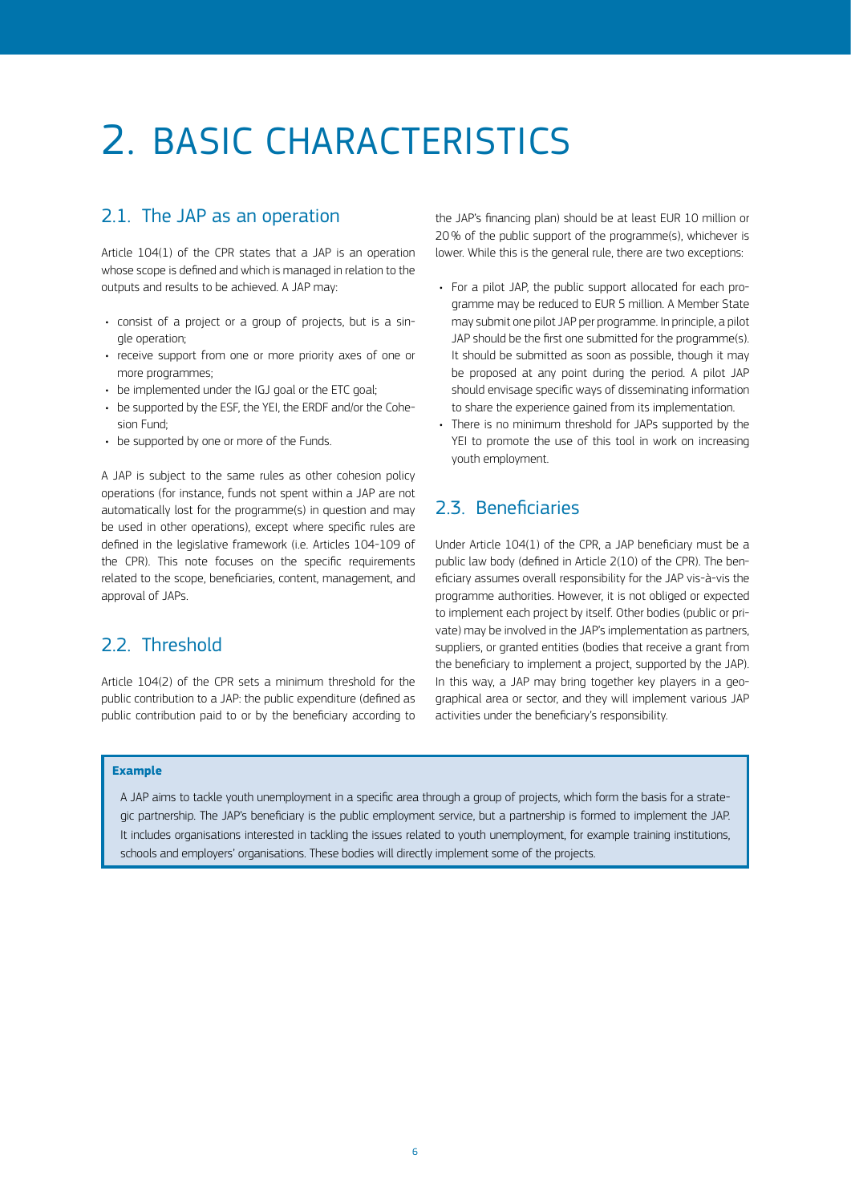# 2. BASIC CHARACTERISTICS

## 2.1. The JAP as an operation

Article 104(1) of the CPR states that a JAP is an operation whose scope is defined and which is managed in relation to the outputs and results to be achieved. A JAP may:

- consist of a project or a group of projects, but is a single operation;
- receive support from one or more priority axes of one or more programmes;
- be implemented under the IGJ goal or the ETC goal;
- be supported by the ESF, the YEI, the ERDF and/or the Cohesion Fund;
- be supported by one or more of the Funds.

A JAP is subject to the same rules as other cohesion policy operations (for instance, funds not spent within a JAP are not automatically lost for the programme(s) in question and may be used in other operations), except where specific rules are defined in the legislative framework (i.e. Articles 104-109 of the CPR). This note focuses on the specific requirements related to the scope, beneficiaries, content, management, and approval of JAPs.

## 2.2. Threshold

Article 104(2) of the CPR sets a minimum threshold for the public contribution to a JAP: the public expenditure (defined as public contribution paid to or by the beneficiary according to the JAP's financing plan) should be at least EUR 10 million or 20% of the public support of the programme(s), whichever is lower. While this is the general rule, there are two exceptions:

- For a pilot JAP, the public support allocated for each programme may be reduced to EUR 5 million. A Member State may submit one pilot JAP per programme. In principle, a pilot JAP should be the first one submitted for the programme(s). It should be submitted as soon as possible, though it may be proposed at any point during the period. A pilot JAP should envisage specific ways of disseminating information to share the experience gained from its implementation.
- There is no minimum threshold for JAPs supported by the YEI to promote the use of this tool in work on increasing youth employment.

## 2.3. Beneficiaries

Under Article 104(1) of the CPR, a JAP beneficiary must be a public law body (defined in Article 2(10) of the CPR). The beneficiary assumes overall responsibility for the JAP vis-à-vis the programme authorities. However, it is not obliged or expected to implement each project by itself. Other bodies (public or private) may be involved in the JAP's implementation as partners, suppliers, or granted entities (bodies that receive a grant from the beneficiary to implement a project, supported by the JAP). In this way, a JAP may bring together key players in a geographical area or sector, and they will implement various JAP activities under the beneficiary's responsibility.

**Example**

A JAP aims to tackle youth unemployment in a specific area through a group of projects, which form the basis for a strategic partnership. The JAP's beneficiary is the public employment service, but a partnership is formed to implement the JAP. It includes organisations interested in tackling the issues related to youth unemployment, for example training institutions, schools and employers' organisations. These bodies will directly implement some of the projects.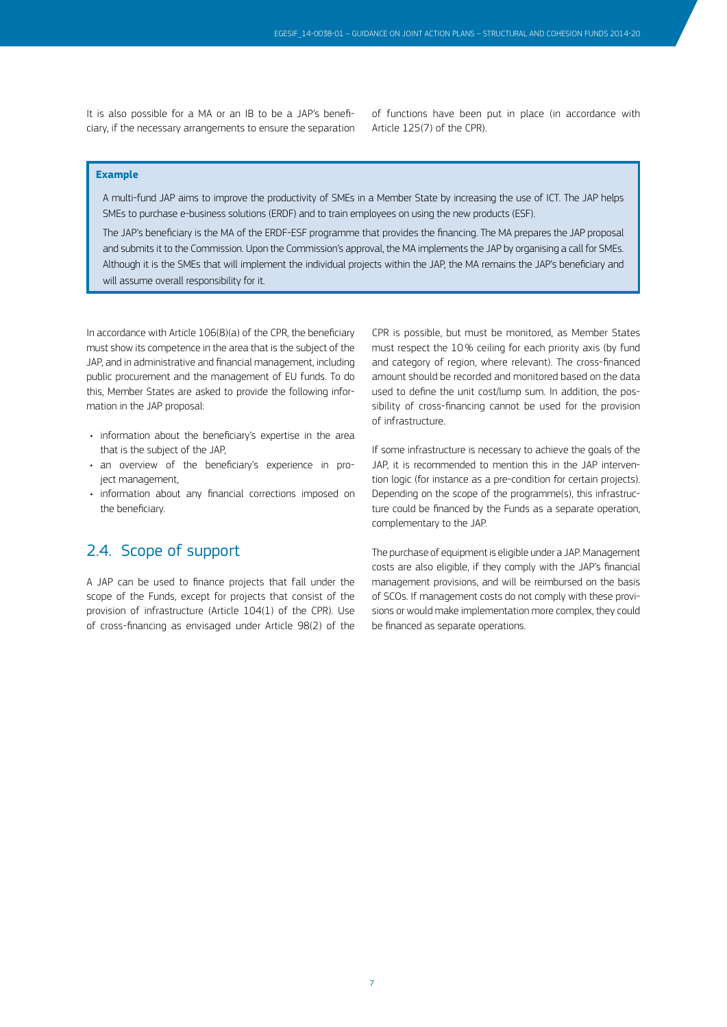It is also possible for a MA or an IB to be a JAP's beneficiary, if the necessary arrangements to ensure the separation of functions have been put in place (in accordance with Article 125(7) of the CPR).

> **Example**
>
> A multi-fund JAP aims to improve the productivity of SMEs in a Member State by increasing the use of ICT. The JAP helps SMEs to purchase e-business solutions (ERDF) and to train employees on using the new products (ESF).
>
> The JAP's beneficiary is the MA of the ERDF-ESF programme that provides the financing. The MA prepares the JAP proposal and submits it to the Commission. Upon the Commission's approval, the MA implements the JAP by organising a call for SMEs. Although it is the SMEs that will implement the individual projects within the JAP, the MA remains the JAP's beneficiary and will assume overall responsibility for it.

In accordance with Article 106(8)(a) of the CPR, the beneficiary must show its competence in the area that is the subject of the JAP, and in administrative and financial management, including public procurement and the management of EU funds. To do this, Member States are asked to provide the following information in the JAP proposal:

- information about the beneficiary's expertise in the area that is the subject of the JAP,
- an overview of the beneficiary's experience in project management,
- information about any financial corrections imposed on the beneficiary.

## 2.4. Scope of support

A JAP can be used to finance projects that fall under the scope of the Funds, except for projects that consist of the provision of infrastructure (Article 104(1) of the CPR). Use of cross-financing as envisaged under Article 98(2) of the CPR is possible, but must be monitored, as Member States must respect the 10 % ceiling for each priority axis (by fund and category of region, where relevant). The cross-financed amount should be recorded and monitored based on the data used to define the unit cost/lump sum. In addition, the possibility of cross-financing cannot be used for the provision of infrastructure.

If some infrastructure is necessary to achieve the goals of the JAP, it is recommended to mention this in the JAP intervention logic (for instance as a pre-condition for certain projects). Depending on the scope of the programme(s), this infrastructure could be financed by the Funds as a separate operation, complementary to the JAP.

The purchase of equipment is eligible under a JAP. Management costs are also eligible, if they comply with the JAP's financial management provisions, and will be reimbursed on the basis of SCOs. If management costs do not comply with these provisions or would make implementation more complex, they could be financed as separate operations.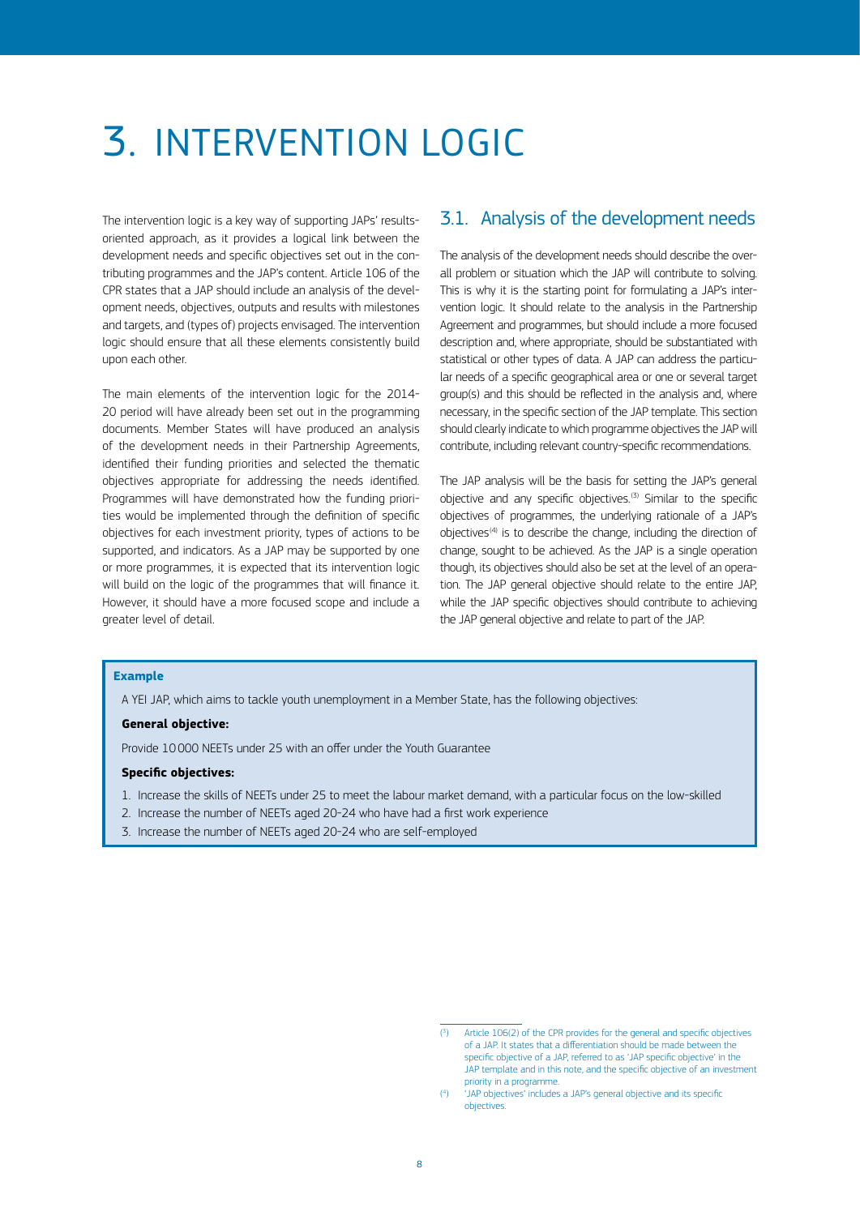# 3. INTERVENTION LOGIC

The intervention logic is a key way of supporting JAPs' results-oriented approach, as it provides a logical link between the development needs and specific objectives set out in the contributing programmes and the JAP's content. Article 106 of the CPR states that a JAP should include an analysis of the development needs, objectives, outputs and results with milestones and targets, and (types of) projects envisaged. The intervention logic should ensure that all these elements consistently build upon each other.

The main elements of the intervention logic for the 2014-20 period will have already been set out in the programming documents. Member States will have produced an analysis of the development needs in their Partnership Agreements, identified their funding priorities and selected the thematic objectives appropriate for addressing the needs identified. Programmes will have demonstrated how the funding priorities would be implemented through the definition of specific objectives for each investment priority, types of actions to be supported, and indicators. As a JAP may be supported by one or more programmes, it is expected that its intervention logic will build on the logic of the programmes that will finance it. However, it should have a more focused scope and include a greater level of detail.

## 3.1. Analysis of the development needs

The analysis of the development needs should describe the overall problem or situation which the JAP will contribute to solving. This is why it is the starting point for formulating a JAP's intervention logic. It should relate to the analysis in the Partnership Agreement and programmes, but should include a more focused description and, where appropriate, should be substantiated with statistical or other types of data. A JAP can address the particular needs of a specific geographical area or one or several target group(s) and this should be reflected in the analysis and, where necessary, in the specific section of the JAP template. This section should clearly indicate to which programme objectives the JAP will contribute, including relevant country-specific recommendations.

The JAP analysis will be the basis for setting the JAP's general objective and any specific objectives.[3] Similar to the specific objectives of programmes, the underlying rationale of a JAP's objectives[4] is to describe the change, including the direction of change, sought to be achieved. As the JAP is a single operation though, its objectives should also be set at the level of an operation. The JAP general objective should relate to the entire JAP, while the JAP specific objectives should contribute to achieving the JAP general objective and relate to part of the JAP.

**Example**

A YEI JAP, which aims to tackle youth unemployment in a Member State, has the following objectives:

**General objective:**

Provide 10 000 NEETs under 25 with an offer under the Youth Guarantee

**Specific objectives:**

1. Increase the skills of NEETs under 25 to meet the labour market demand, with a particular focus on the low-skilled
2. Increase the number of NEETs aged 20-24 who have had a first work experience
3. Increase the number of NEETs aged 20-24 who are self-employed

---

(3) Article 106(2) of the CPR provides for the general and specific objectives of a JAP. It states that a differentiation should be made between the specific objective of a JAP, referred to as 'JAP specific objective' in the JAP template and in this note, and the specific objective of an investment priority in a programme.

(4) 'JAP objectives' includes a JAP's general objective and its specific objectives.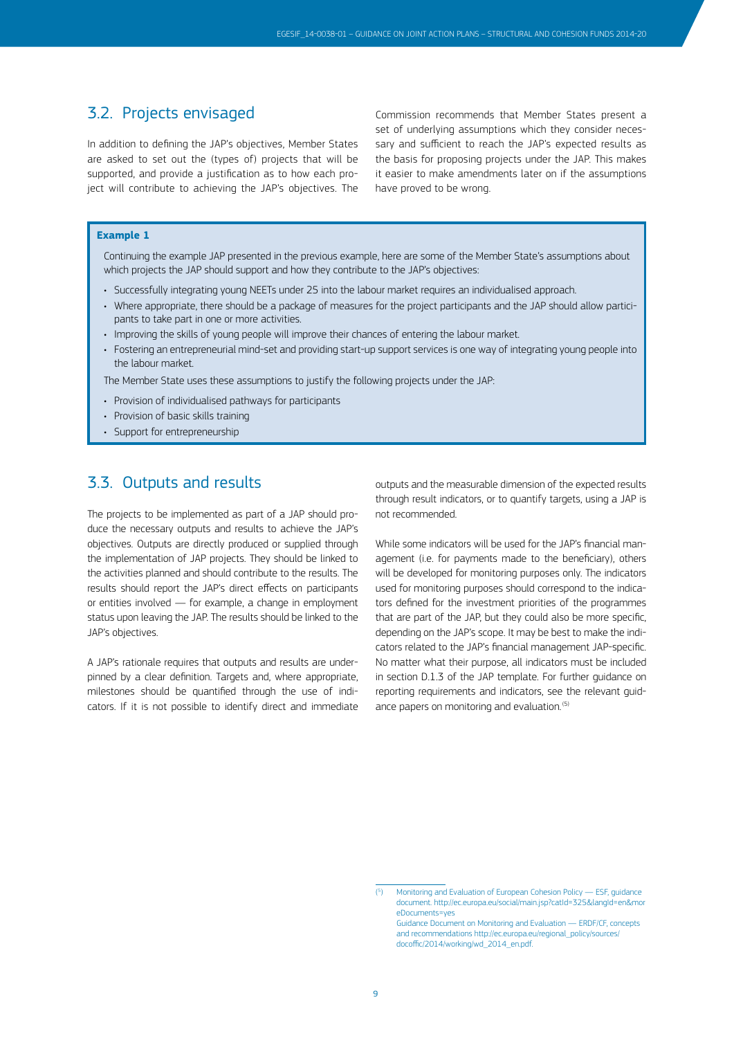## 3.2. Projects envisaged

In addition to defining the JAP's objectives, Member States are asked to set out the (types of) projects that will be supported, and provide a justification as to how each project will contribute to achieving the JAP's objectives. The Commission recommends that Member States present a set of underlying assumptions which they consider necessary and sufficient to reach the JAP's expected results as the basis for proposing projects under the JAP. This makes it easier to make amendments later on if the assumptions have proved to be wrong.

**Example 1**

Continuing the example JAP presented in the previous example, here are some of the Member State's assumptions about which projects the JAP should support and how they contribute to the JAP's objectives:

- Successfully integrating young NEETs under 25 into the labour market requires an individualised approach.
- Where appropriate, there should be a package of measures for the project participants and the JAP should allow participants to take part in one or more activities.
- Improving the skills of young people will improve their chances of entering the labour market.
- Fostering an entrepreneurial mind-set and providing start-up support services is one way of integrating young people into the labour market.

The Member State uses these assumptions to justify the following projects under the JAP:

- Provision of individualised pathways for participants
- Provision of basic skills training
- Support for entrepreneurship

## 3.3. Outputs and results

The projects to be implemented as part of a JAP should produce the necessary outputs and results to achieve the JAP's objectives. Outputs are directly produced or supplied through the implementation of JAP projects. They should be linked to the activities planned and should contribute to the results. The results should report the JAP's direct effects on participants or entities involved — for example, a change in employment status upon leaving the JAP. The results should be linked to the JAP's objectives.

A JAP's rationale requires that outputs and results are underpinned by a clear definition. Targets and, where appropriate, milestones should be quantified through the use of indicators. If it is not possible to identify direct and immediate outputs and the measurable dimension of the expected results through result indicators, or to quantify targets, using a JAP is not recommended.

While some indicators will be used for the JAP's financial management (i.e. for payments made to the beneficiary), others will be developed for monitoring purposes only. The indicators used for monitoring purposes should correspond to the indicators defined for the investment priorities of the programmes that are part of the JAP, but they could also be more specific, depending on the JAP's scope. It may be best to make the indicators related to the JAP's financial management JAP-specific. No matter what their purpose, all indicators must be included in section D.1.3 of the JAP template. For further guidance on reporting requirements and indicators, see the relevant guidance papers on monitoring and evaluation.[5]

[5] Monitoring and Evaluation of European Cohesion Policy — ESF, guidance document. http://ec.europa.eu/social/main.jsp?catId=325&langId=en&moreDocuments=yes
Guidance Document on Monitoring and Evaluation — ERDF/CF, concepts and recommendations http://ec.europa.eu/regional_policy/sources/docoffic/2014/working/wd_2014_en.pdf.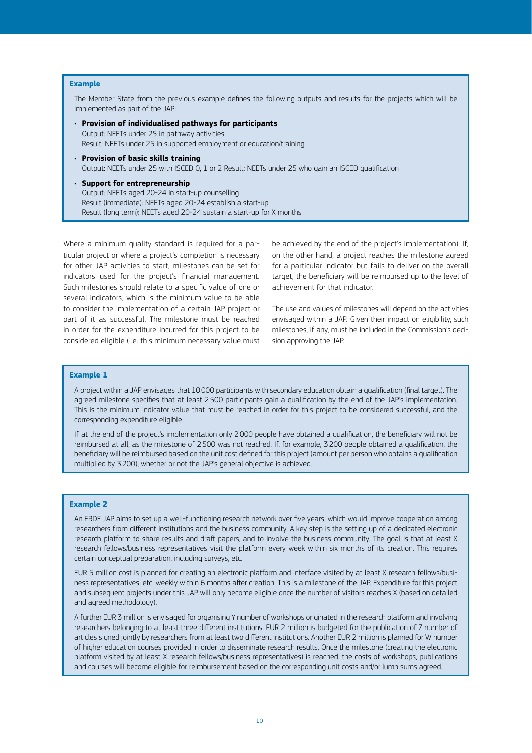**Example**

The Member State from the previous example defines the following outputs and results for the projects which will be implemented as part of the JAP:

- **Provision of individualised pathways for participants**
  Output: NEETs under 25 in pathway activities
  Result: NEETs under 25 in supported employment or education/training
- **Provision of basic skills training**
  Output: NEETs under 25 with ISCED 0, 1 or 2 Result: NEETs under 25 who gain an ISCED qualification
- **Support for entrepreneurship**
  Output: NEETs aged 20-24 in start-up counselling
  Result (immediate): NEETs aged 20-24 establish a start-up
  Result (long term): NEETs aged 20-24 sustain a start-up for X months

Where a minimum quality standard is required for a particular project or where a project's completion is necessary for other JAP activities to start, milestones can be set for indicators used for the project's financial management. Such milestones should relate to a specific value of one or several indicators, which is the minimum value to be able to consider the implementation of a certain JAP project or part of it as successful. The milestone must be reached in order for the expenditure incurred for this project to be considered eligible (i.e. this minimum necessary value must be achieved by the end of the project's implementation). If, on the other hand, a project reaches the milestone agreed for a particular indicator but fails to deliver on the overall target, the beneficiary will be reimbursed up to the level of achievement for that indicator.

The use and values of milestones will depend on the activities envisaged within a JAP. Given their impact on eligibility, such milestones, if any, must be included in the Commission's decision approving the JAP.

**Example 1**

A project within a JAP envisages that 10 000 participants with secondary education obtain a qualification (final target). The agreed milestone specifies that at least 2 500 participants gain a qualification by the end of the JAP's implementation. This is the minimum indicator value that must be reached in order for this project to be considered successful, and the corresponding expenditure eligible.

If at the end of the project's implementation only 2 000 people have obtained a qualification, the beneficiary will not be reimbursed at all, as the milestone of 2 500 was not reached. If, for example, 3 200 people obtained a qualification, the beneficiary will be reimbursed based on the unit cost defined for this project (amount per person who obtains a qualification multiplied by 3 200), whether or not the JAP's general objective is achieved.

**Example 2**

An ERDF JAP aims to set up a well-functioning research network over five years, which would improve cooperation among researchers from different institutions and the business community. A key step is the setting up of a dedicated electronic research platform to share results and draft papers, and to involve the business community. The goal is that at least X research fellows/business representatives visit the platform every week within six months of its creation. This requires certain conceptual preparation, including surveys, etc.

EUR 5 million cost is planned for creating an electronic platform and interface visited by at least X research fellows/business representatives, etc. weekly within 6 months after creation. This is a milestone of the JAP. Expenditure for this project and subsequent projects under this JAP will only become eligible once the number of visitors reaches X (based on detailed and agreed methodology).

A further EUR 3 million is envisaged for organising Y number of workshops originated in the research platform and involving researchers belonging to at least three different institutions. EUR 2 million is budgeted for the publication of Z number of articles signed jointly by researchers from at least two different institutions. Another EUR 2 million is planned for W number of higher education courses provided in order to disseminate research results. Once the milestone (creating the electronic platform visited by at least X research fellows/business representatives) is reached, the costs of workshops, publications and courses will become eligible for reimbursement based on the corresponding unit costs and/or lump sums agreed.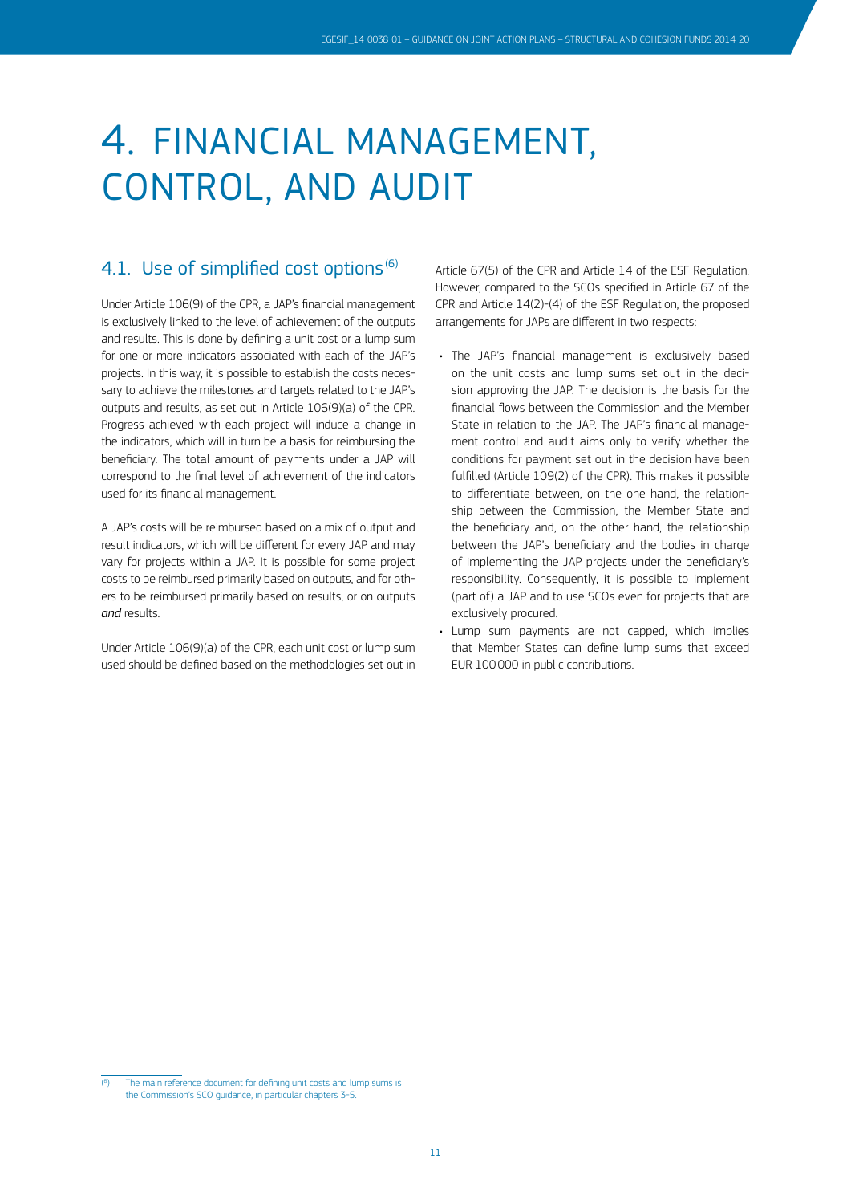# 4. FINANCIAL MANAGEMENT, CONTROL, AND AUDIT

## 4.1. Use of simplified cost options[6]

Under Article 106(9) of the CPR, a JAP's financial management is exclusively linked to the level of achievement of the outputs and results. This is done by defining a unit cost or a lump sum for one or more indicators associated with each of the JAP's projects. In this way, it is possible to establish the costs necessary to achieve the milestones and targets related to the JAP's outputs and results, as set out in Article 106(9)(a) of the CPR. Progress achieved with each project will induce a change in the indicators, which will in turn be a basis for reimbursing the beneficiary. The total amount of payments under a JAP will correspond to the final level of achievement of the indicators used for its financial management.

A JAP's costs will be reimbursed based on a mix of output and result indicators, which will be different for every JAP and may vary for projects within a JAP. It is possible for some project costs to be reimbursed primarily based on outputs, and for others to be reimbursed primarily based on results, or on outputs ***and*** results.

Under Article 106(9)(a) of the CPR, each unit cost or lump sum used should be defined based on the methodologies set out in Article 67(5) of the CPR and Article 14 of the ESF Regulation. However, compared to the SCOs specified in Article 67 of the CPR and Article 14(2)-(4) of the ESF Regulation, the proposed arrangements for JAPs are different in two respects:

- The JAP's financial management is exclusively based on the unit costs and lump sums set out in the decision approving the JAP. The decision is the basis for the financial flows between the Commission and the Member State in relation to the JAP. The JAP's financial management control and audit aims only to verify whether the conditions for payment set out in the decision have been fulfilled (Article 109(2) of the CPR). This makes it possible to differentiate between, on the one hand, the relationship between the Commission, the Member State and the beneficiary and, on the other hand, the relationship between the JAP's beneficiary and the bodies in charge of implementing the JAP projects under the beneficiary's responsibility. Consequently, it is possible to implement (part of) a JAP and to use SCOs even for projects that are exclusively procured.
- Lump sum payments are not capped, which implies that Member States can define lump sums that exceed EUR 100 000 in public contributions.

[6] The main reference document for defining unit costs and lump sums is the Commission's SCO guidance, in particular chapters 3-5.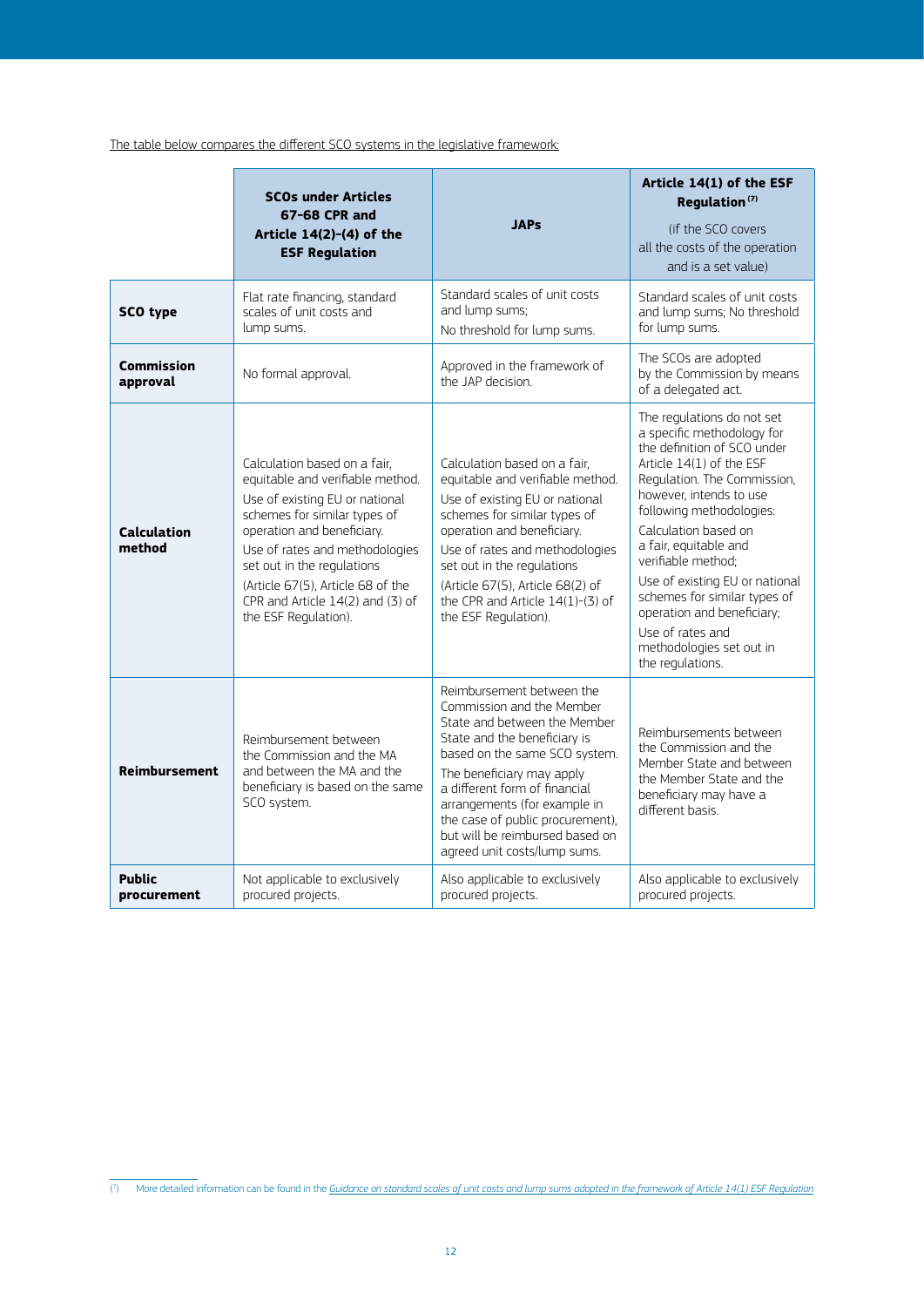The table below compares the different SCO systems in the legislative framework:

| | SCOs under Articles 67-68 CPR and Article 14(2)-(4) of the ESF Regulation | JAPs | Article 14(1) of the ESF Regulation[7] (if the SCO covers all the costs of the operation and is a set value) |
|---|---|---|---|
| **SCO type** | Flat rate financing, standard scales of unit costs and lump sums. | Standard scales of unit costs and lump sums; No threshold for lump sums. | Standard scales of unit costs and lump sums; No threshold for lump sums. |
| **Commission approval** | No formal approval. | Approved in the framework of the JAP decision. | The SCOs are adopted by the Commission by means of a delegated act. |
| **Calculation method** | Calculation based on a fair, equitable and verifiable method. Use of existing EU or national schemes for similar types of operation and beneficiary. Use of rates and methodologies set out in the regulations (Article 67(5), Article 68 of the CPR and Article 14(2) and (3) of the ESF Regulation). | Calculation based on a fair, equitable and verifiable method. Use of existing EU or national schemes for similar types of operation and beneficiary. Use of rates and methodologies set out in the regulations (Article 67(5), Article 68(2) of the CPR and Article 14(1)-(3) of the ESF Regulation). | The regulations do not set a specific methodology for the definition of SCO under Article 14(1) of the ESF Regulation. The Commission, however, intends to use following methodologies: Calculation based on a fair, equitable and verifiable method; Use of existing EU or national schemes for similar types of operation and beneficiary; Use of rates and methodologies set out in the regulations. |
| **Reimbursement** | Reimbursement between the Commission and the MA and between the MA and the beneficiary is based on the same SCO system. | Reimbursement between the Commission and the Member State and between the Member State and the beneficiary is based on the same SCO system. The beneficiary may apply a different form of financial arrangements (for example in the case of public procurement), but will be reimbursed based on agreed unit costs/lump sums. | Reimbursements between the Commission and the Member State and between the Member State and the beneficiary may have a different basis. |
| **Public procurement** | Not applicable to exclusively procured projects. | Also applicable to exclusively procured projects. | Also applicable to exclusively procured projects. |

[7] More detailed information can be found in the *Guidance on standard scales of unit costs and lump sums adopted in the framework of Article 14(1) ESF Regulation*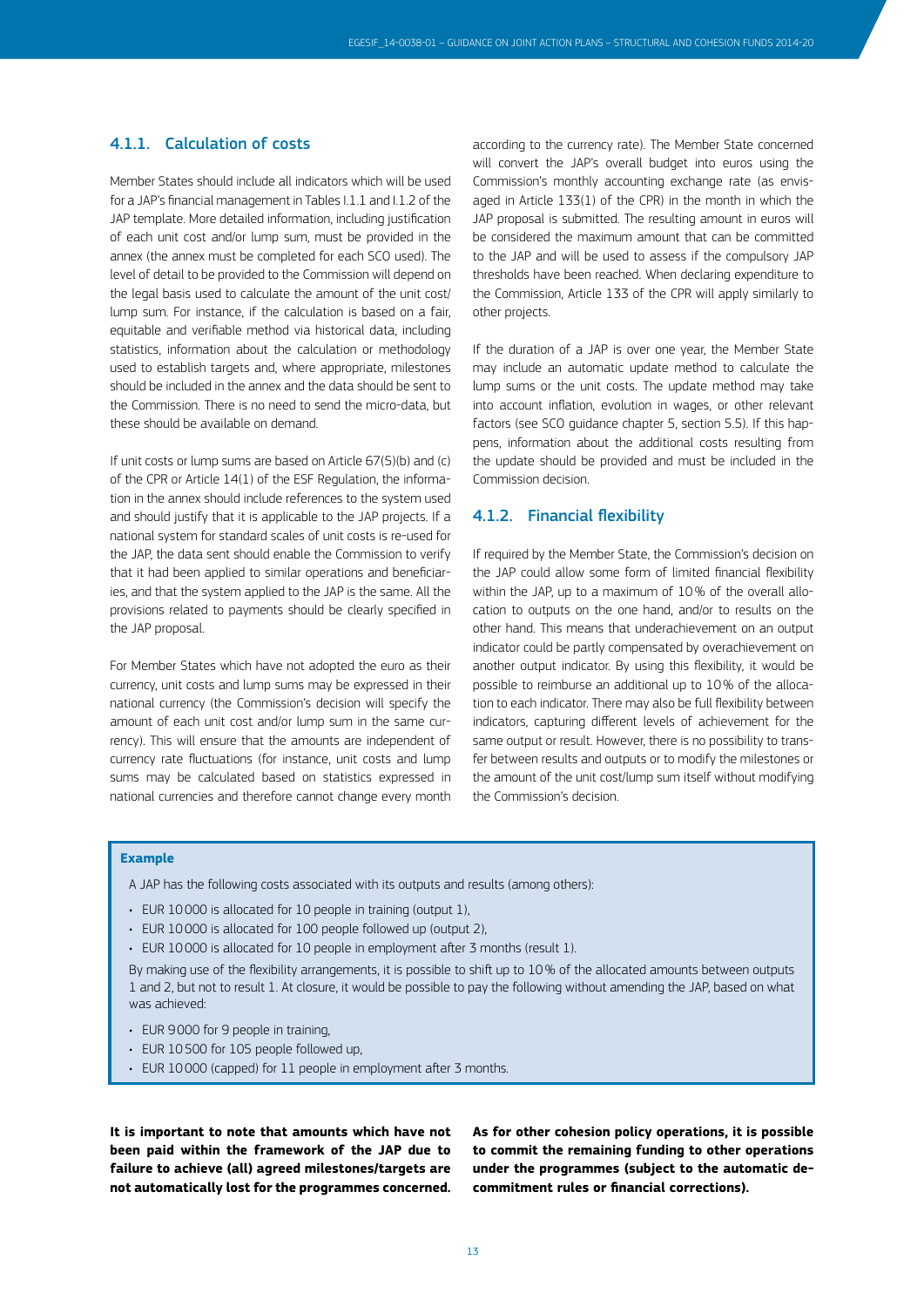### 4.1.1. Calculation of costs

Member States should include all indicators which will be used for a JAP's financial management in Tables I.1.1 and I.1.2 of the JAP template. More detailed information, including justification of each unit cost and/or lump sum, must be provided in the annex (the annex must be completed for each SCO used). The level of detail to be provided to the Commission will depend on the legal basis used to calculate the amount of the unit cost/lump sum. For instance, if the calculation is based on a fair, equitable and verifiable method via historical data, including statistics, information about the calculation or methodology used to establish targets and, where appropriate, milestones should be included in the annex and the data should be sent to the Commission. There is no need to send the micro-data, but these should be available on demand.

If unit costs or lump sums are based on Article 67(5)(b) and (c) of the CPR or Article 14(1) of the ESF Regulation, the information in the annex should include references to the system used and should justify that it is applicable to the JAP projects. If a national system for standard scales of unit costs is re-used for the JAP, the data sent should enable the Commission to verify that it had been applied to similar operations and beneficiaries, and that the system applied to the JAP is the same. All the provisions related to payments should be clearly specified in the JAP proposal.

For Member States which have not adopted the euro as their currency, unit costs and lump sums may be expressed in their national currency (the Commission's decision will specify the amount of each unit cost and/or lump sum in the same currency). This will ensure that the amounts are independent of currency rate fluctuations (for instance, unit costs and lump sums may be calculated based on statistics expressed in national currencies and therefore cannot change every month according to the currency rate). The Member State concerned will convert the JAP's overall budget into euros using the Commission's monthly accounting exchange rate (as envisaged in Article 133(1) of the CPR) in the month in which the JAP proposal is submitted. The resulting amount in euros will be considered the maximum amount that can be committed to the JAP and will be used to assess if the compulsory JAP thresholds have been reached. When declaring expenditure to the Commission, Article 133 of the CPR will apply similarly to other projects.

If the duration of a JAP is over one year, the Member State may include an automatic update method to calculate the lump sums or the unit costs. The update method may take into account inflation, evolution in wages, or other relevant factors (see SCO guidance chapter 5, section 5.5). If this happens, information about the additional costs resulting from the update should be provided and must be included in the Commission decision.

### 4.1.2. Financial flexibility

If required by the Member State, the Commission's decision on the JAP could allow some form of limited financial flexibility within the JAP, up to a maximum of 10% of the overall allocation to outputs on the one hand, and/or to results on the other hand. This means that underachievement on an output indicator could be partly compensated by overachievement on another output indicator. By using this flexibility, it would be possible to reimburse an additional up to 10% of the allocation to each indicator. There may also be full flexibility between indicators, capturing different levels of achievement for the same output or result. However, there is no possibility to transfer between results and outputs or to modify the milestones or the amount of the unit cost/lump sum itself without modifying the Commission's decision.

**Example**

A JAP has the following costs associated with its outputs and results (among others):

- EUR 10000 is allocated for 10 people in training (output 1),
- EUR 10000 is allocated for 100 people followed up (output 2),
- EUR 10000 is allocated for 10 people in employment after 3 months (result 1).

By making use of the flexibility arrangements, it is possible to shift up to 10% of the allocated amounts between outputs 1 and 2, but not to result 1. At closure, it would be possible to pay the following without amending the JAP, based on what was achieved:

- EUR 9000 for 9 people in training,
- EUR 10500 for 105 people followed up,
- EUR 10000 (capped) for 11 people in employment after 3 months.

**It is important to note that amounts which have not been paid within the framework of the JAP due to failure to achieve (all) agreed milestones/targets are not automatically lost for the programmes concerned. As for other cohesion policy operations, it is possible to commit the remaining funding to other operations under the programmes (subject to the automatic decommitment rules or financial corrections).**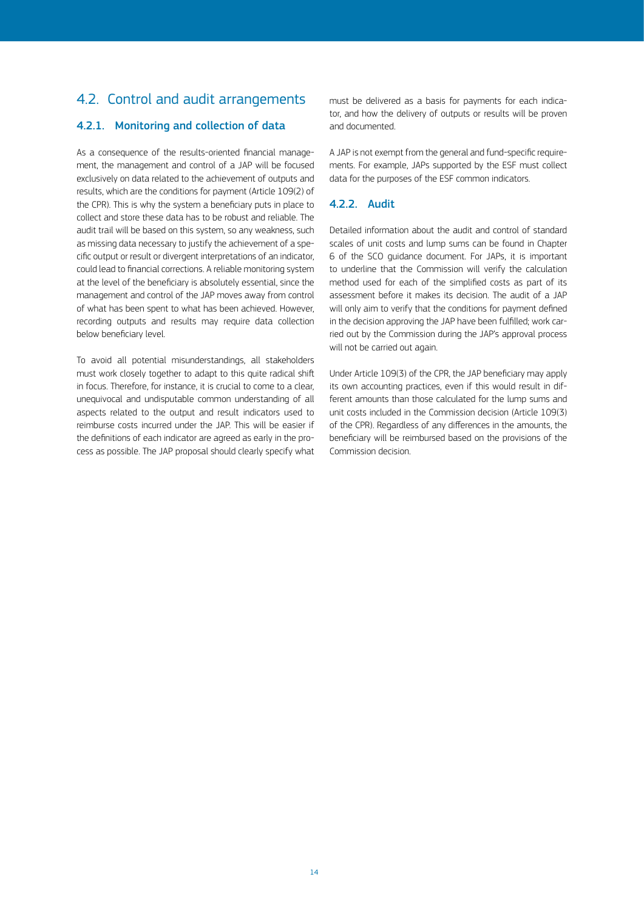## 4.2. Control and audit arrangements

### 4.2.1. Monitoring and collection of data

As a consequence of the results-oriented financial management, the management and control of a JAP will be focused exclusively on data related to the achievement of outputs and results, which are the conditions for payment (Article 109(2) of the CPR). This is why the system a beneficiary puts in place to collect and store these data has to be robust and reliable. The audit trail will be based on this system, so any weakness, such as missing data necessary to justify the achievement of a specific output or result or divergent interpretations of an indicator, could lead to financial corrections. A reliable monitoring system at the level of the beneficiary is absolutely essential, since the management and control of the JAP moves away from control of what has been spent to what has been achieved. However, recording outputs and results may require data collection below beneficiary level.

To avoid all potential misunderstandings, all stakeholders must work closely together to adapt to this quite radical shift in focus. Therefore, for instance, it is crucial to come to a clear, unequivocal and undisputable common understanding of all aspects related to the output and result indicators used to reimburse costs incurred under the JAP. This will be easier if the definitions of each indicator are agreed as early in the process as possible. The JAP proposal should clearly specify what must be delivered as a basis for payments for each indicator, and how the delivery of outputs or results will be proven and documented.

A JAP is not exempt from the general and fund-specific requirements. For example, JAPs supported by the ESF must collect data for the purposes of the ESF common indicators.

### 4.2.2. Audit

Detailed information about the audit and control of standard scales of unit costs and lump sums can be found in Chapter 6 of the SCO guidance document. For JAPs, it is important to underline that the Commission will verify the calculation method used for each of the simplified costs as part of its assessment before it makes its decision. The audit of a JAP will only aim to verify that the conditions for payment defined in the decision approving the JAP have been fulfilled; work carried out by the Commission during the JAP's approval process will not be carried out again.

Under Article 109(3) of the CPR, the JAP beneficiary may apply its own accounting practices, even if this would result in different amounts than those calculated for the lump sums and unit costs included in the Commission decision (Article 109(3) of the CPR). Regardless of any differences in the amounts, the beneficiary will be reimbursed based on the provisions of the Commission decision.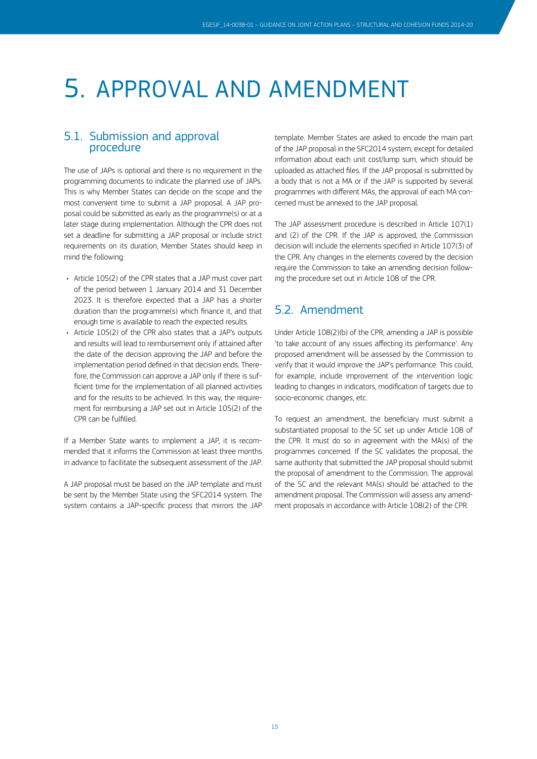# 5. APPROVAL AND AMENDMENT

## 5.1. Submission and approval procedure

The use of JAPs is optional and there is no requirement in the programming documents to indicate the planned use of JAPs. This is why Member States can decide on the scope and the most convenient time to submit a JAP proposal. A JAP proposal could be submitted as early as the programme(s) or at a later stage during implementation. Although the CPR does not set a deadline for submitting a JAP proposal or include strict requirements on its duration, Member States should keep in mind the following:

- Article 105(2) of the CPR states that a JAP must cover part of the period between 1 January 2014 and 31 December 2023. It is therefore expected that a JAP has a shorter duration than the programme(s) which finance it, and that enough time is available to reach the expected results.
- Article 105(2) of the CPR also states that a JAP's outputs and results will lead to reimbursement only if attained after the date of the decision approving the JAP and before the implementation period defined in that decision ends. Therefore, the Commission can approve a JAP only if there is sufficient time for the implementation of all planned activities and for the results to be achieved. In this way, the requirement for reimbursing a JAP set out in Article 105(2) of the CPR can be fulfilled.

If a Member State wants to implement a JAP, it is recommended that it informs the Commission at least three months in advance to facilitate the subsequent assessment of the JAP.

A JAP proposal must be based on the JAP template and must be sent by the Member State using the SFC2014 system. The system contains a JAP-specific process that mirrors the JAP template. Member States are asked to encode the main part of the JAP proposal in the SFC2014 system, except for detailed information about each unit cost/lump sum, which should be uploaded as attached files. If the JAP proposal is submitted by a body that is not a MA or if the JAP is supported by several programmes with different MAs, the approval of each MA concerned must be annexed to the JAP proposal.

The JAP assessment procedure is described in Article 107(1) and (2) of the CPR. If the JAP is approved, the Commission decision will include the elements specified in Article 107(3) of the CPR. Any changes in the elements covered by the decision require the Commission to take an amending decision following the procedure set out in Article 108 of the CPR.

## 5.2. Amendment

Under Article 108(2)(b) of the CPR, amending a JAP is possible 'to take account of any issues affecting its performance'. Any proposed amendment will be assessed by the Commission to verify that it would improve the JAP's performance. This could, for example, include improvement of the intervention logic leading to changes in indicators, modification of targets due to socio-economic changes, etc.

To request an amendment, the beneficiary must submit a substantiated proposal to the SC set up under Article 108 of the CPR. It must do so in agreement with the MA(s) of the programmes concerned. If the SC validates the proposal, the same authority that submitted the JAP proposal should submit the proposal of amendment to the Commission. The approval of the SC and the relevant MA(s) should be attached to the amendment proposal. The Commission will assess any amendment proposals in accordance with Article 108(2) of the CPR.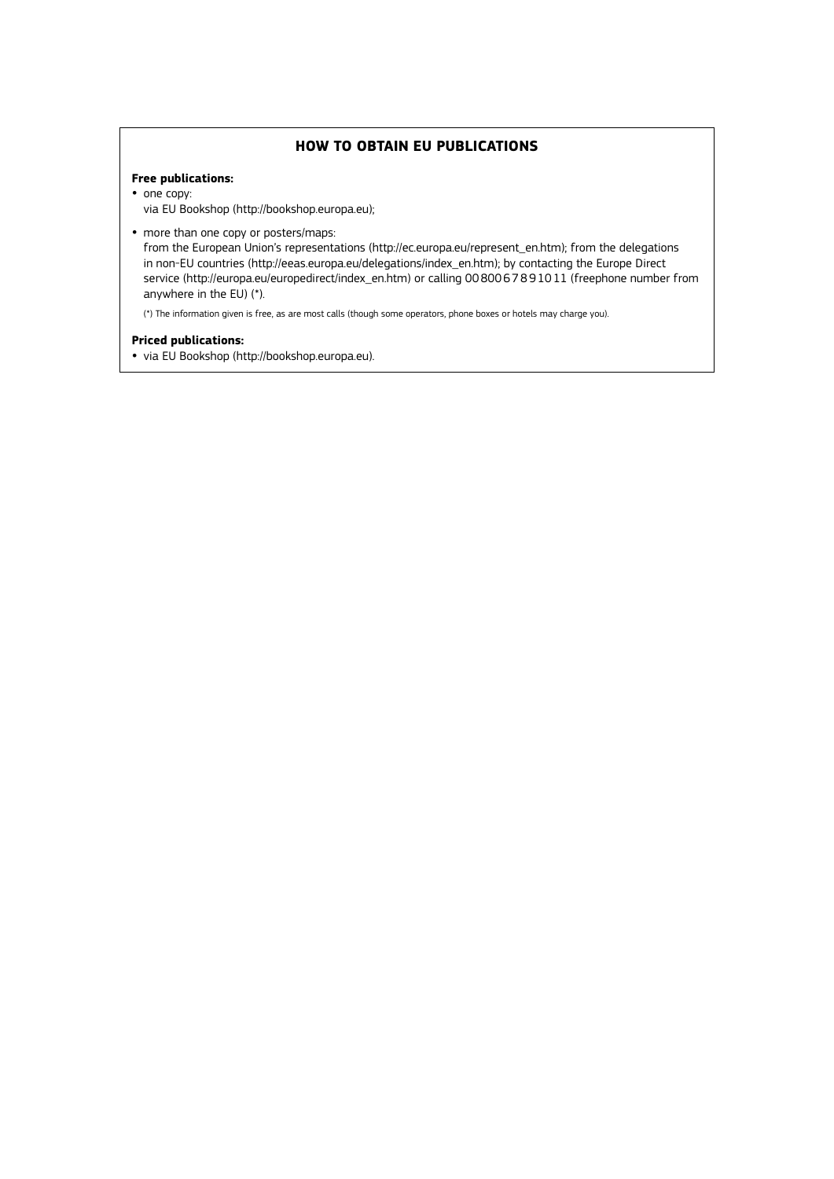## HOW TO OBTAIN EU PUBLICATIONS

**Free publications:**

- one copy:
  via EU Bookshop (http://bookshop.europa.eu);
- more than one copy or posters/maps:
  from the European Union's representations (http://ec.europa.eu/represent_en.htm); from the delegations in non-EU countries (http://eeas.europa.eu/delegations/index_en.htm); by contacting the Europe Direct service (http://europa.eu/europedirect/index_en.htm) or calling 00 800 6 7 8 9 10 11 (freephone number from anywhere in the EU) (*).

(*) The information given is free, as are most calls (though some operators, phone boxes or hotels may charge you).

**Priced publications:**

- via EU Bookshop (http://bookshop.europa.eu).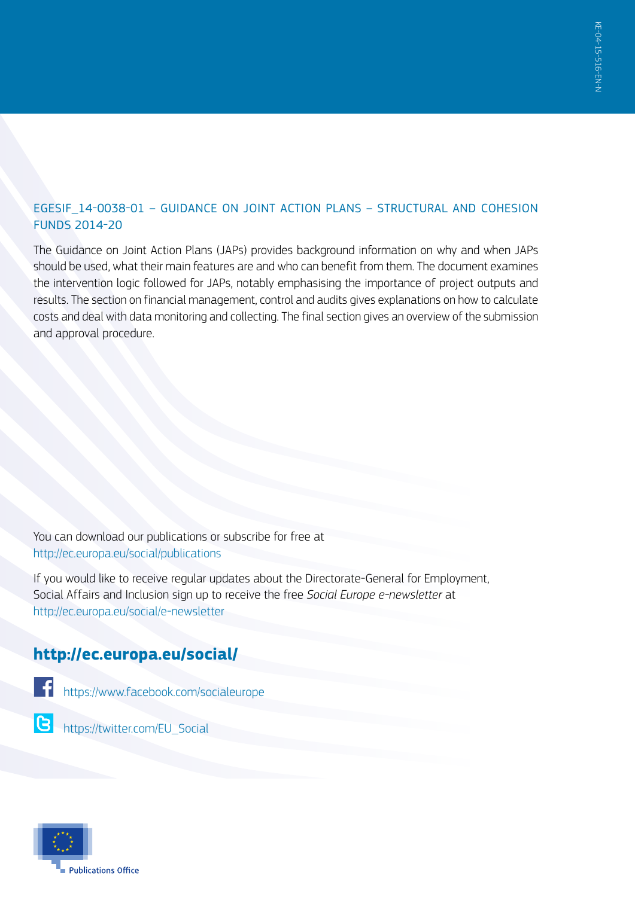KE-04-15-516-EN-N

## EGESIF_14-0038-01 – GUIDANCE ON JOINT ACTION PLANS – STRUCTURAL AND COHESION FUNDS 2014-20

The Guidance on Joint Action Plans (JAPs) provides background information on why and when JAPs should be used, what their main features are and who can benefit from them. The document examines the intervention logic followed for JAPs, notably emphasising the importance of project outputs and results. The section on financial management, control and audits gives explanations on how to calculate costs and deal with data monitoring and collecting. The final section gives an overview of the submission and approval procedure.

You can download our publications or subscribe for free at
http://ec.europa.eu/social/publications

If you would like to receive regular updates about the Directorate-General for Employment, Social Affairs and Inclusion sign up to receive the free *Social Europe e-newsletter* at
http://ec.europa.eu/social/e-newsletter

**http://ec.europa.eu/social/**

https://www.facebook.com/socialeurope

https://twitter.com/EU_Social

Publications Office